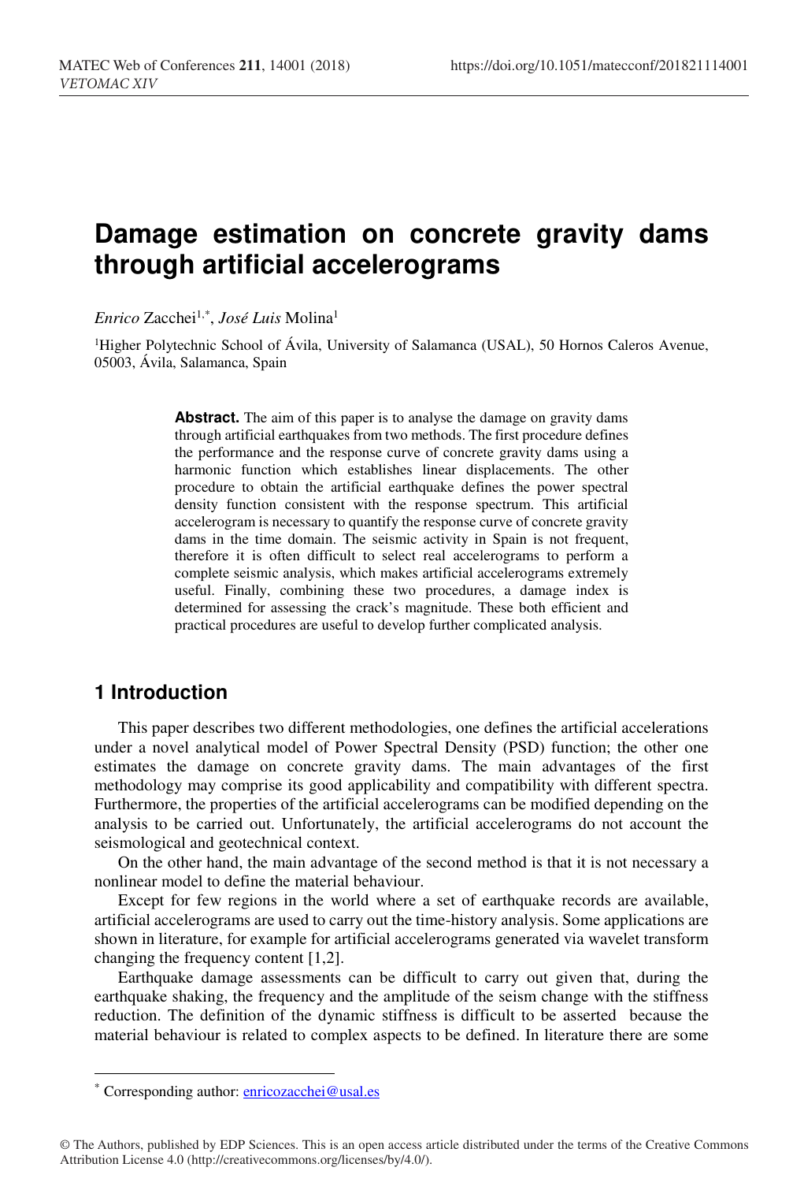# Damage estimation on concrete gravity dams through artificial accelerograms

*Enrico* Zacchei[1,*], *José Luis* Molina[1]

[1]Higher Polytechnic School of Ávila, University of Salamanca (USAL), 50 Hornos Caleros Avenue, 05003, Ávila, Salamanca, Spain

**Abstract.** The aim of this paper is to analyse the damage on gravity dams through artificial earthquakes from two methods. The first procedure defines the performance and the response curve of concrete gravity dams using a harmonic function which establishes linear displacements. The other procedure to obtain the artificial earthquake defines the power spectral density function consistent with the response spectrum. This artificial accelerogram is necessary to quantify the response curve of concrete gravity dams in the time domain. The seismic activity in Spain is not frequent, therefore it is often difficult to select real accelerograms to perform a complete seismic analysis, which makes artificial accelerograms extremely useful. Finally, combining these two procedures, a damage index is determined for assessing the crack's magnitude. These both efficient and practical procedures are useful to develop further complicated analysis.

## 1 Introduction

This paper describes two different methodologies, one defines the artificial accelerations under a novel analytical model of Power Spectral Density (PSD) function; the other one estimates the damage on concrete gravity dams. The main advantages of the first methodology may comprise its good applicability and compatibility with different spectra. Furthermore, the properties of the artificial accelerograms can be modified depending on the analysis to be carried out. Unfortunately, the artificial accelerograms do not account the seismological and geotechnical context.

On the other hand, the main advantage of the second method is that it is not necessary a nonlinear model to define the material behaviour.

Except for few regions in the world where a set of earthquake records are available, artificial accelerograms are used to carry out the time-history analysis. Some applications are shown in literature, for example for artificial accelerograms generated via wavelet transform changing the frequency content [1,2].

Earthquake damage assessments can be difficult to carry out given that, during the earthquake shaking, the frequency and the amplitude of the seism change with the stiffness reduction. The definition of the dynamic stiffness is difficult to be asserted because the material behaviour is related to complex aspects to be defined. In literature there are some

---

* Corresponding author: enricozacchei@usal.es

© The Authors, published by EDP Sciences. This is an open access article distributed under the terms of the Creative Commons Attribution License 4.0 (http://creativecommons.org/licenses/by/4.0/).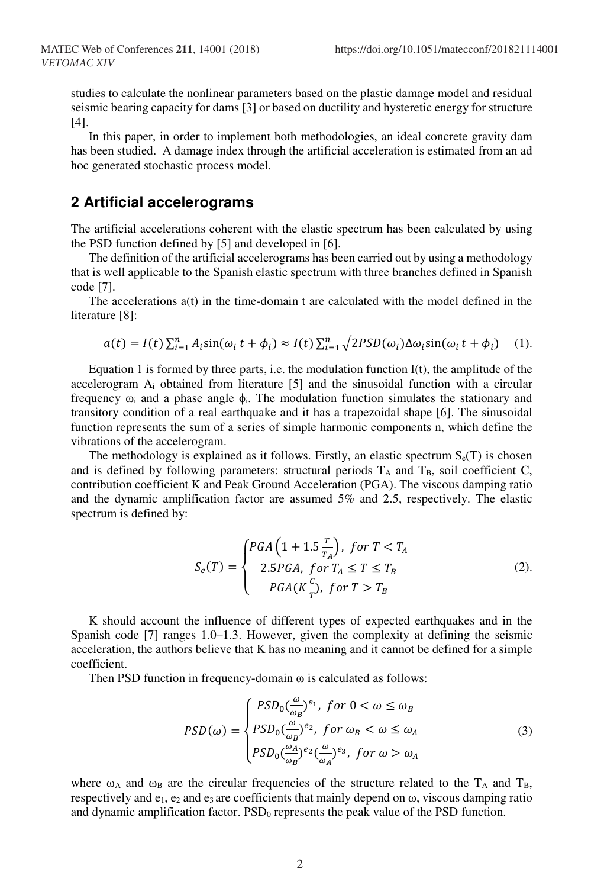studies to calculate the nonlinear parameters based on the plastic damage model and residual seismic bearing capacity for dams [3] or based on ductility and hysteretic energy for structure [4].

In this paper, in order to implement both methodologies, an ideal concrete gravity dam has been studied. A damage index through the artificial acceleration is estimated from an ad hoc generated stochastic process model.

## 2 Artificial accelerograms

The artificial accelerations coherent with the elastic spectrum has been calculated by using the PSD function defined by [5] and developed in [6].

The definition of the artificial accelerograms has been carried out by using a methodology that is well applicable to the Spanish elastic spectrum with three branches defined in Spanish code [7].

The accelerations a(t) in the time-domain t are calculated with the model defined in the literature [8]:

$$a(t) = I(t)\sum_{i=1}^{n} A_i \sin(\omega_i\, t + \phi_i) \approx I(t)\sum_{i=1}^{n} \sqrt{2PSD(\omega_i)\Delta\omega_i}\sin(\omega_i\, t + \phi_i) \quad (1).$$

Equation 1 is formed by three parts, i.e. the modulation function I(t), the amplitude of the accelerogram $A_i$ obtained from literature [5] and the sinusoidal function with a circular frequency $\omega_i$ and a phase angle $\phi_i$. The modulation function simulates the stationary and transitory condition of a real earthquake and it has a trapezoidal shape [6]. The sinusoidal function represents the sum of a series of simple harmonic components n, which define the vibrations of the accelerogram.

The methodology is explained as it follows. Firstly, an elastic spectrum $S_e(T)$ is chosen and is defined by following parameters: structural periods $T_A$ and $T_B$, soil coefficient C, contribution coefficient K and Peak Ground Acceleration (PGA). The viscous damping ratio and the dynamic amplification factor are assumed 5% and 2.5, respectively. The elastic spectrum is defined by:

$$S_e(T) = \begin{cases} PGA\left(1 + 1.5\frac{T}{T_A}\right),\ for\ T < T_A \\ 2.5PGA,\ for\ T_A \leq T \leq T_B \\ PGA(K\frac{C}{T}),\ for\ T > T_B \end{cases} \quad (2).$$

K should account the influence of different types of expected earthquakes and in the Spanish code [7] ranges 1.0–1.3. However, given the complexity at defining the seismic acceleration, the authors believe that K has no meaning and it cannot be defined for a simple coefficient.

Then PSD function in frequency-domain ω is calculated as follows:

$$PSD(\omega) = \begin{cases} PSD_0(\frac{\omega}{\omega_B})^{e_1},\ for\ 0 < \omega \leq \omega_B \\ PSD_0(\frac{\omega}{\omega_B})^{e_2},\ for\ \omega_B < \omega \leq \omega_A \\ PSD_0(\frac{\omega_A}{\omega_B})^{e_2}(\frac{\omega}{\omega_A})^{e_3},\ for\ \omega > \omega_A \end{cases} \quad (3)$$

where $\omega_A$ and $\omega_B$ are the circular frequencies of the structure related to the $T_A$ and $T_B$, respectively and $e_1$, $e_2$ and $e_3$ are coefficients that mainly depend on ω, viscous damping ratio and dynamic amplification factor. $PSD_0$ represents the peak value of the PSD function.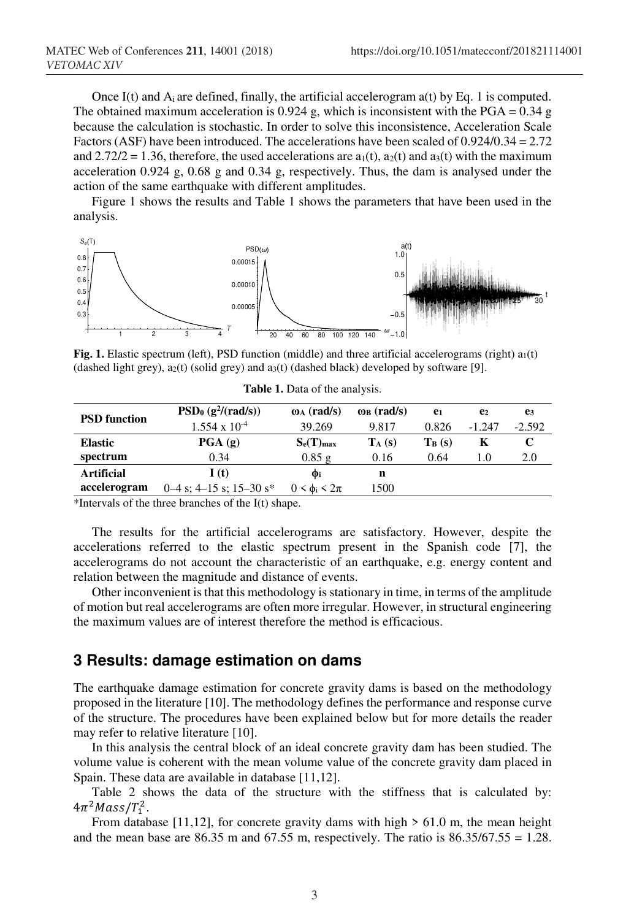Once I(t) and $A_i$ are defined, finally, the artificial accelerogram a(t) by Eq. 1 is computed. The obtained maximum acceleration is 0.924 g, which is inconsistent with the PGA = 0.34 g because the calculation is stochastic. In order to solve this inconsistence, Acceleration Scale Factors (ASF) have been introduced. The accelerations have been scaled of 0.924/0.34 = 2.72 and 2.72/2 = 1.36, therefore, the used accelerations are $a_1(t)$, $a_2(t)$ and $a_3(t)$ with the maximum acceleration 0.924 g, 0.68 g and 0.34 g, respectively. Thus, the dam is analysed under the action of the same earthquake with different amplitudes.

Figure 1 shows the results and Table 1 shows the parameters that have been used in the analysis.

**Fig. 1.** Elastic spectrum (left), PSD function (middle) and three artificial accelerograms (right) $a_1(t)$ (dashed light grey), $a_2(t)$ (solid grey) and $a_3(t)$ (dashed black) developed by software [9].

**Table 1.** Data of the analysis.

| | | | | | | |
|---|---|---|---|---|---|---|
| **PSD function** | **$PSD_0$ ($g^2$/(rad/s))** | **$\omega_A$ (rad/s)** | **$\omega_B$ (rad/s)** | **$e_1$** | **$e_2$** | **$e_3$** |
| | 1.554 x $10^{-4}$ | 39.269 | 9.817 | 0.826 | -1.247 | -2.592 |
| **Elastic spectrum** | **PGA (g)** | **$S_e(T)_{max}$** | **$T_A$ (s)** | **$T_B$ (s)** | **K** | **C** |
| | 0.34 | 0.85 g | 0.16 | 0.64 | 1.0 | 2.0 |
| **Artificial accelerogram** | **I (t)** | **$\phi_i$** | **n** | | | |
| | 0–4 s; 4–15 s; 15–30 s* | $0 < \phi_i < 2\pi$ | 1500 | | | |

*Intervals of the three branches of the I(t) shape.

The results for the artificial accelerograms are satisfactory. However, despite the accelerations referred to the elastic spectrum present in the Spanish code [7], the accelerograms do not account the characteristic of an earthquake, e.g. energy content and relation between the magnitude and distance of events.

Other inconvenient is that this methodology is stationary in time, in terms of the amplitude of motion but real accelerograms are often more irregular. However, in structural engineering the maximum values are of interest therefore the method is efficacious.

## 3 Results: damage estimation on dams

The earthquake damage estimation for concrete gravity dams is based on the methodology proposed in the literature [10]. The methodology defines the performance and response curve of the structure. The procedures have been explained below but for more details the reader may refer to relative literature [10].

In this analysis the central block of an ideal concrete gravity dam has been studied. The volume value is coherent with the mean volume value of the concrete gravity dam placed in Spain. These data are available in database [11,12].

Table 2 shows the data of the structure with the stiffness that is calculated by: $4\pi^2 Mass/T_1^2$.

From database [11,12], for concrete gravity dams with high > 61.0 m, the mean height and the mean base are 86.35 m and 67.55 m, respectively. The ratio is 86.35/67.55 = 1.28.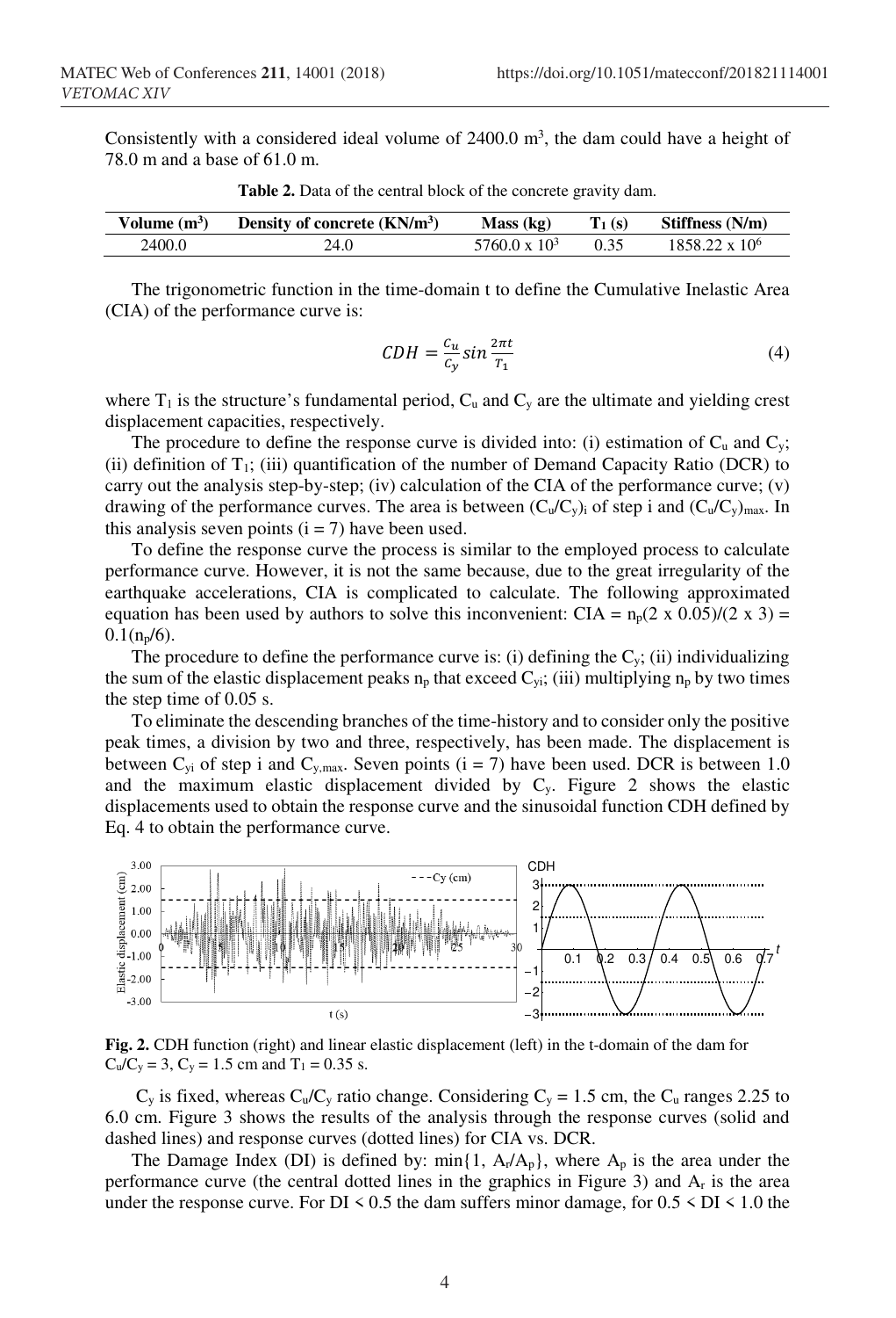Consistently with a considered ideal volume of 2400.0 $m^3$, the dam could have a height of 78.0 m and a base of 61.0 m.

**Table 2.** Data of the central block of the concrete gravity dam.

| Volume ($m^3$) | Density of concrete ($KN/m^3$) | Mass (kg) | $T_1$ (s) | Stiffness (N/m) |
|---|---|---|---|---|
| 2400.0 | 24.0 | $5760.0 \times 10^3$ | 0.35 | $1858.22 \times 10^6$ |

The trigonometric function in the time-domain t to define the Cumulative Inelastic Area (CIA) of the performance curve is:

$$CDH = \frac{C_u}{C_y} sin \frac{2\pi t}{T_1} \tag{4}$$

where $T_1$ is the structure's fundamental period, $C_u$ and $C_y$ are the ultimate and yielding crest displacement capacities, respectively.

The procedure to define the response curve is divided into: (i) estimation of $C_u$ and $C_y$; (ii) definition of $T_1$; (iii) quantification of the number of Demand Capacity Ratio (DCR) to carry out the analysis step-by-step; (iv) calculation of the CIA of the performance curve; (v) drawing of the performance curves. The area is between $(C_u/C_y)_i$ of step i and $(C_u/C_y)_{max}$. In this analysis seven points ($i = 7$) have been used.

To define the response curve the process is similar to the employed process to calculate performance curve. However, it is not the same because, due to the great irregularity of the earthquake accelerations, CIA is complicated to calculate. The following approximated equation has been used by authors to solve this inconvenient: $CIA = n_p(2 \times 0.05)/(2 \times 3) = 0.1(n_p/6)$.

The procedure to define the performance curve is: (i) defining the $C_y$; (ii) individualizing the sum of the elastic displacement peaks $n_p$ that exceed $C_{yi}$; (iii) multiplying $n_p$ by two times the step time of 0.05 s.

To eliminate the descending branches of the time-history and to consider only the positive peak times, a division by two and three, respectively, has been made. The displacement is between $C_{yi}$ of step i and $C_{y,max}$. Seven points ($i = 7$) have been used. DCR is between 1.0 and the maximum elastic displacement divided by $C_y$. Figure 2 shows the elastic displacements used to obtain the response curve and the sinusoidal function CDH defined by Eq. 4 to obtain the performance curve.

**Fig. 2.** CDH function (right) and linear elastic displacement (left) in the t-domain of the dam for $C_u/C_y = 3$, $C_y = 1.5$ cm and $T_1 = 0.35$ s.

$C_y$ is fixed, whereas $C_u/C_y$ ratio change. Considering $C_y = 1.5$ cm, the $C_u$ ranges 2.25 to 6.0 cm. Figure 3 shows the results of the analysis through the response curves (solid and dashed lines) and response curves (dotted lines) for CIA vs. DCR.

The Damage Index (DI) is defined by: $\min\{1, A_r/A_p\}$, where $A_p$ is the area under the performance curve (the central dotted lines in the graphics in Figure 3) and $A_r$ is the area under the response curve. For $DI < 0.5$ the dam suffers minor damage, for $0.5 < DI < 1.0$ the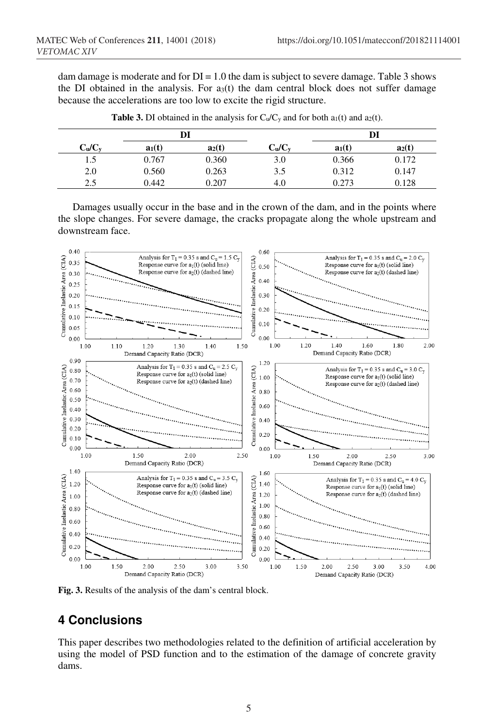dam damage is moderate and for DI = 1.0 the dam is subject to severe damage. Table 3 shows the DI obtained in the analysis. For $a_3(t)$ the dam central block does not suffer damage because the accelerations are too low to excite the rigid structure.

**Table 3.** DI obtained in the analysis for $C_u/C_y$ and for both $a_1(t)$ and $a_2(t)$.

| | DI | | | DI | |
|---|---|---|---|---|---|
| $C_u/C_y$ | $a_1(t)$ | $a_2(t)$ | $C_u/C_y$ | $a_1(t)$ | $a_2(t)$ |
| 1.5 | 0.767 | 0.360 | 3.0 | 0.366 | 0.172 |
| 2.0 | 0.560 | 0.263 | 3.5 | 0.312 | 0.147 |
| 2.5 | 0.442 | 0.207 | 4.0 | 0.273 | 0.128 |

Damages usually occur in the base and in the crown of the dam, and in the points where the slope changes. For severe damage, the cracks propagate along the whole upstream and downstream face.

**Fig. 3.** Results of the analysis of the dam's central block.

## 4 Conclusions

This paper describes two methodologies related to the definition of artificial acceleration by using the model of PSD function and to the estimation of the damage of concrete gravity dams.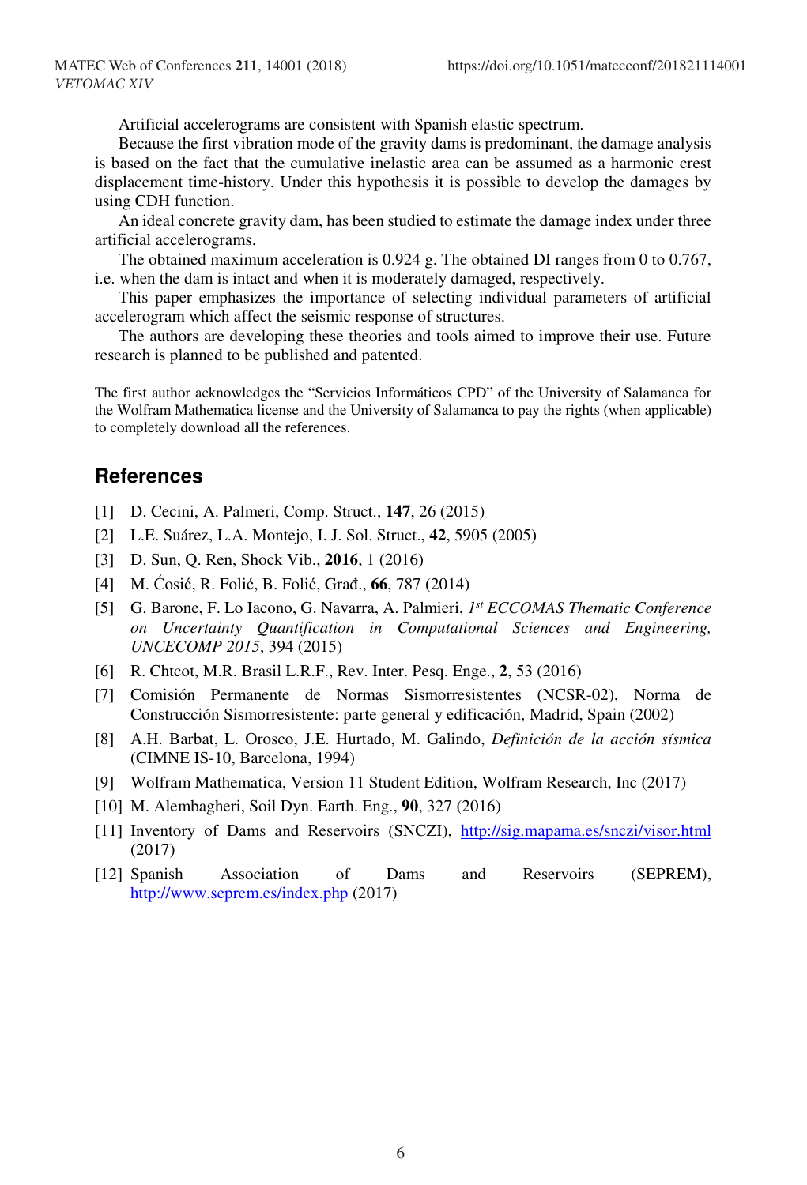Artificial accelerograms are consistent with Spanish elastic spectrum.

Because the first vibration mode of the gravity dams is predominant, the damage analysis is based on the fact that the cumulative inelastic area can be assumed as a harmonic crest displacement time-history. Under this hypothesis it is possible to develop the damages by using CDH function.

An ideal concrete gravity dam, has been studied to estimate the damage index under three artificial accelerograms.

The obtained maximum acceleration is 0.924 g. The obtained DI ranges from 0 to 0.767, i.e. when the dam is intact and when it is moderately damaged, respectively.

This paper emphasizes the importance of selecting individual parameters of artificial accelerogram which affect the seismic response of structures.

The authors are developing these theories and tools aimed to improve their use. Future research is planned to be published and patented.

The first author acknowledges the "Servicios Informáticos CPD" of the University of Salamanca for the Wolfram Mathematica license and the University of Salamanca to pay the rights (when applicable) to completely download all the references.

## References

1. D. Cecini, A. Palmeri, Comp. Struct., **147**, 26 (2015)
2. L.E. Suárez, L.A. Montejo, I. J. Sol. Struct., **42**, 5905 (2005)
3. D. Sun, Q. Ren, Shock Vib., **2016**, 1 (2016)
4. M. Ćosić, R. Folić, B. Folić, Građ., **66**, 787 (2014)
5. G. Barone, F. Lo Iacono, G. Navarra, A. Palmieri, *1st ECCOMAS Thematic Conference on Uncertainty Quantification in Computational Sciences and Engineering, UNCECOMP 2015*, 394 (2015)
6. R. Chtcot, M.R. Brasil L.R.F., Rev. Inter. Pesq. Enge., **2**, 53 (2016)
7. Comisión Permanente de Normas Sismorresistentes (NCSR-02), Norma de Construcción Sismorresistente: parte general y edificación, Madrid, Spain (2002)
8. A.H. Barbat, L. Orosco, J.E. Hurtado, M. Galindo, *Definición de la acción sísmica* (CIMNE IS-10, Barcelona, 1994)
9. Wolfram Mathematica, Version 11 Student Edition, Wolfram Research, Inc (2017)
10. M. Alembagheri, Soil Dyn. Earth. Eng., **90**, 327 (2016)
11. Inventory of Dams and Reservoirs (SNCZI), http://sig.mapama.es/snczi/visor.html (2017)
12. Spanish Association of Dams and Reservoirs (SEPREM), http://www.seprem.es/index.php (2017)